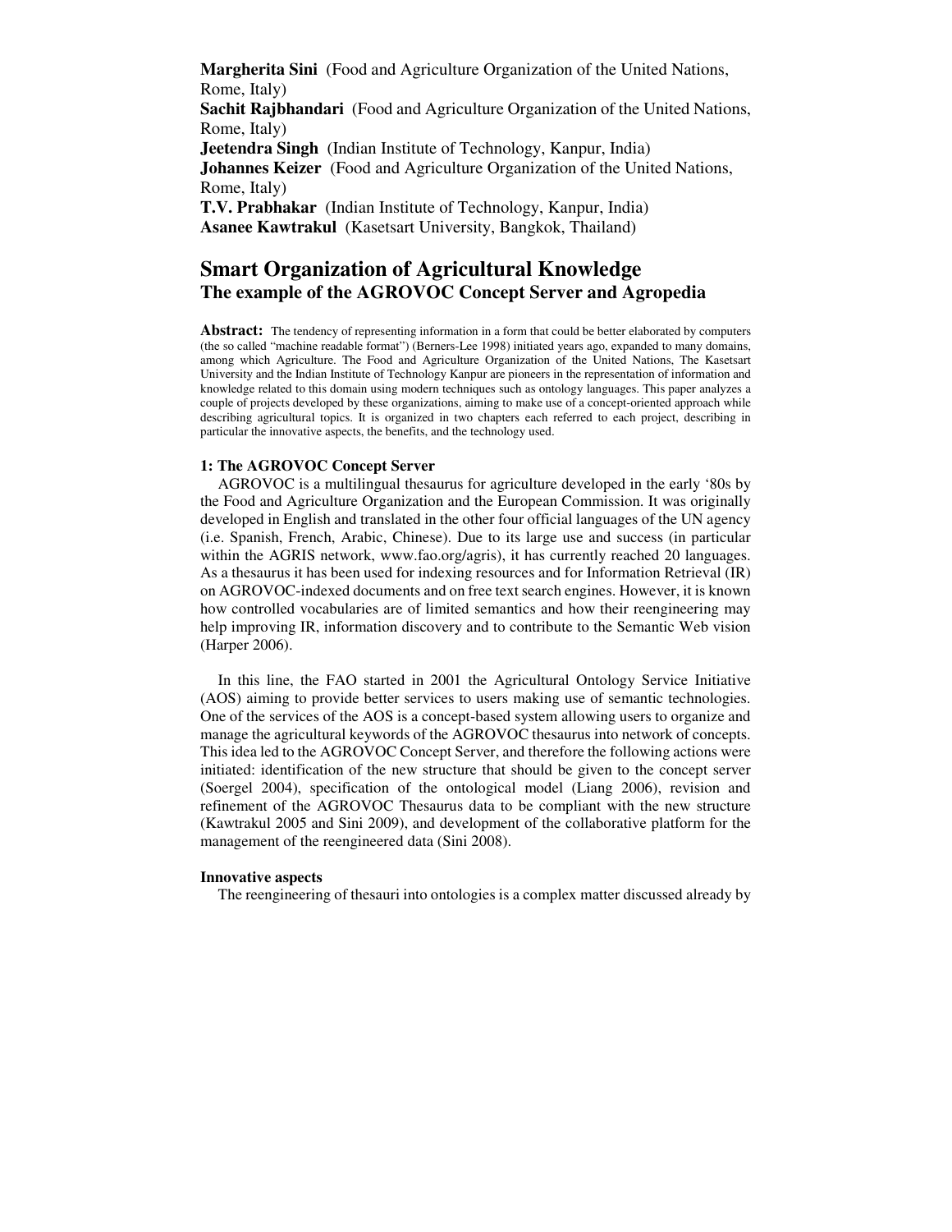**Margherita Sini** (Food and Agriculture Organization of the United Nations, Rome, Italy)
**Sachit Rajbhandari** (Food and Agriculture Organization of the United Nations, Rome, Italy)
**Jeetendra Singh** (Indian Institute of Technology, Kanpur, India)
**Johannes Keizer** (Food and Agriculture Organization of the United Nations, Rome, Italy)
**T.V. Prabhakar** (Indian Institute of Technology, Kanpur, India)
**Asanee Kawtrakul** (Kasetsart University, Bangkok, Thailand)

# Smart Organization of Agricultural Knowledge

## The example of the AGROVOC Concept Server and Agropedia

**Abstract:** The tendency of representing information in a form that could be better elaborated by computers (the so called "machine readable format") (Berners-Lee 1998) initiated years ago, expanded to many domains, among which Agriculture. The Food and Agriculture Organization of the United Nations, The Kasetsart University and the Indian Institute of Technology Kanpur are pioneers in the representation of information and knowledge related to this domain using modern techniques such as ontology languages. This paper analyzes a couple of projects developed by these organizations, aiming to make use of a concept-oriented approach while describing agricultural topics. It is organized in two chapters each referred to each project, describing in particular the innovative aspects, the benefits, and the technology used.

### 1: The AGROVOC Concept Server

AGROVOC is a multilingual thesaurus for agriculture developed in the early '80s by the Food and Agriculture Organization and the European Commission. It was originally developed in English and translated in the other four official languages of the UN agency (i.e. Spanish, French, Arabic, Chinese). Due to its large use and success (in particular within the AGRIS network, www.fao.org/agris), it has currently reached 20 languages. As a thesaurus it has been used for indexing resources and for Information Retrieval (IR) on AGROVOC-indexed documents and on free text search engines. However, it is known how controlled vocabularies are of limited semantics and how their reengineering may help improving IR, information discovery and to contribute to the Semantic Web vision (Harper 2006).

In this line, the FAO started in 2001 the Agricultural Ontology Service Initiative (AOS) aiming to provide better services to users making use of semantic technologies. One of the services of the AOS is a concept-based system allowing users to organize and manage the agricultural keywords of the AGROVOC thesaurus into network of concepts. This idea led to the AGROVOC Concept Server, and therefore the following actions were initiated: identification of the new structure that should be given to the concept server (Soergel 2004), specification of the ontological model (Liang 2006), revision and refinement of the AGROVOC Thesaurus data to be compliant with the new structure (Kawtrakul 2005 and Sini 2009), and development of the collaborative platform for the management of the reengineered data (Sini 2008).

#### Innovative aspects

The reengineering of thesauri into ontologies is a complex matter discussed already by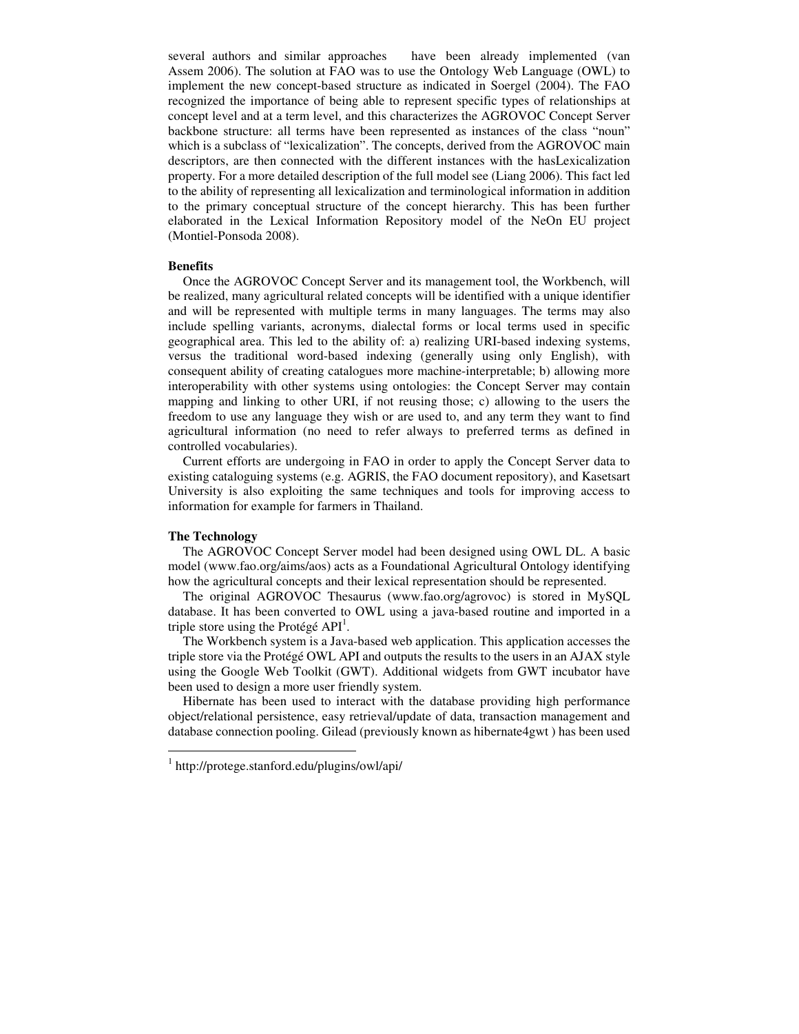several authors and similar approaches have been already implemented (van Assem 2006). The solution at FAO was to use the Ontology Web Language (OWL) to implement the new concept-based structure as indicated in Soergel (2004). The FAO recognized the importance of being able to represent specific types of relationships at concept level and at a term level, and this characterizes the AGROVOC Concept Server backbone structure: all terms have been represented as instances of the class "noun" which is a subclass of "lexicalization". The concepts, derived from the AGROVOC main descriptors, are then connected with the different instances with the hasLexicalization property. For a more detailed description of the full model see (Liang 2006). This fact led to the ability of representing all lexicalization and terminological information in addition to the primary conceptual structure of the concept hierarchy. This has been further elaborated in the Lexical Information Repository model of the NeOn EU project (Montiel-Ponsoda 2008).

**Benefits**

Once the AGROVOC Concept Server and its management tool, the Workbench, will be realized, many agricultural related concepts will be identified with a unique identifier and will be represented with multiple terms in many languages. The terms may also include spelling variants, acronyms, dialectal forms or local terms used in specific geographical area. This led to the ability of: a) realizing URI-based indexing systems, versus the traditional word-based indexing (generally using only English), with consequent ability of creating catalogues more machine-interpretable; b) allowing more interoperability with other systems using ontologies: the Concept Server may contain mapping and linking to other URI, if not reusing those; c) allowing to the users the freedom to use any language they wish or are used to, and any term they want to find agricultural information (no need to refer always to preferred terms as defined in controlled vocabularies).

Current efforts are undergoing in FAO in order to apply the Concept Server data to existing cataloguing systems (e.g. AGRIS, the FAO document repository), and Kasetsart University is also exploiting the same techniques and tools for improving access to information for example for farmers in Thailand.

**The Technology**

The AGROVOC Concept Server model had been designed using OWL DL. A basic model (www.fao.org/aims/aos) acts as a Foundational Agricultural Ontology identifying how the agricultural concepts and their lexical representation should be represented.

The original AGROVOC Thesaurus (www.fao.org/agrovoc) is stored in MySQL database. It has been converted to OWL using a java-based routine and imported in a triple store using the Protégé API[1].

The Workbench system is a Java-based web application. This application accesses the triple store via the Protégé OWL API and outputs the results to the users in an AJAX style using the Google Web Toolkit (GWT). Additional widgets from GWT incubator have been used to design a more user friendly system.

Hibernate has been used to interact with the database providing high performance object/relational persistence, easy retrieval/update of data, transaction management and database connection pooling. Gilead (previously known as hibernate4gwt ) has been used

---

[1] http://protege.stanford.edu/plugins/owl/api/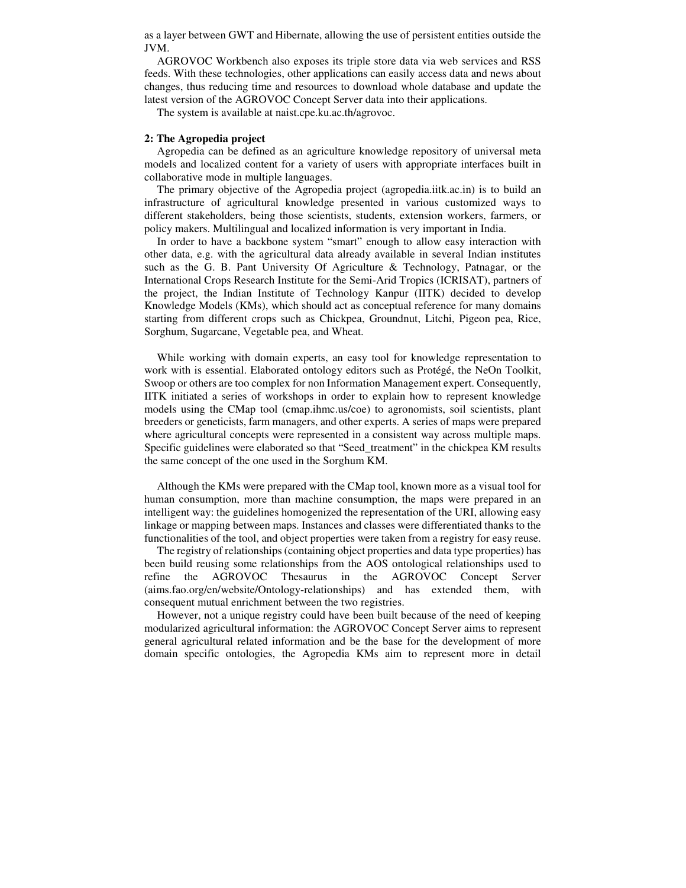as a layer between GWT and Hibernate, allowing the use of persistent entities outside the JVM.

AGROVOC Workbench also exposes its triple store data via web services and RSS feeds. With these technologies, other applications can easily access data and news about changes, thus reducing time and resources to download whole database and update the latest version of the AGROVOC Concept Server data into their applications.

The system is available at naist.cpe.ku.ac.th/agrovoc.

## 2: The Agropedia project

Agropedia can be defined as an agriculture knowledge repository of universal meta models and localized content for a variety of users with appropriate interfaces built in collaborative mode in multiple languages.

The primary objective of the Agropedia project (agropedia.iitk.ac.in) is to build an infrastructure of agricultural knowledge presented in various customized ways to different stakeholders, being those scientists, students, extension workers, farmers, or policy makers. Multilingual and localized information is very important in India.

In order to have a backbone system "smart" enough to allow easy interaction with other data, e.g. with the agricultural data already available in several Indian institutes such as the G. B. Pant University Of Agriculture & Technology, Patnagar, or the International Crops Research Institute for the Semi-Arid Tropics (ICRISAT), partners of the project, the Indian Institute of Technology Kanpur (IITK) decided to develop Knowledge Models (KMs), which should act as conceptual reference for many domains starting from different crops such as Chickpea, Groundnut, Litchi, Pigeon pea, Rice, Sorghum, Sugarcane, Vegetable pea, and Wheat.

While working with domain experts, an easy tool for knowledge representation to work with is essential. Elaborated ontology editors such as Protégé, the NeOn Toolkit, Swoop or others are too complex for non Information Management expert. Consequently, IITK initiated a series of workshops in order to explain how to represent knowledge models using the CMap tool (cmap.ihmc.us/coe) to agronomists, soil scientists, plant breeders or geneticists, farm managers, and other experts. A series of maps were prepared where agricultural concepts were represented in a consistent way across multiple maps. Specific guidelines were elaborated so that "Seed_treatment" in the chickpea KM results the same concept of the one used in the Sorghum KM.

Although the KMs were prepared with the CMap tool, known more as a visual tool for human consumption, more than machine consumption, the maps were prepared in an intelligent way: the guidelines homogenized the representation of the URI, allowing easy linkage or mapping between maps. Instances and classes were differentiated thanks to the functionalities of the tool, and object properties were taken from a registry for easy reuse.

The registry of relationships (containing object properties and data type properties) has been build reusing some relationships from the AOS ontological relationships used to refine the AGROVOC Thesaurus in the AGROVOC Concept Server (aims.fao.org/en/website/Ontology-relationships) and has extended them, with consequent mutual enrichment between the two registries.

However, not a unique registry could have been built because of the need of keeping modularized agricultural information: the AGROVOC Concept Server aims to represent general agricultural related information and be the base for the development of more domain specific ontologies, the Agropedia KMs aim to represent more in detail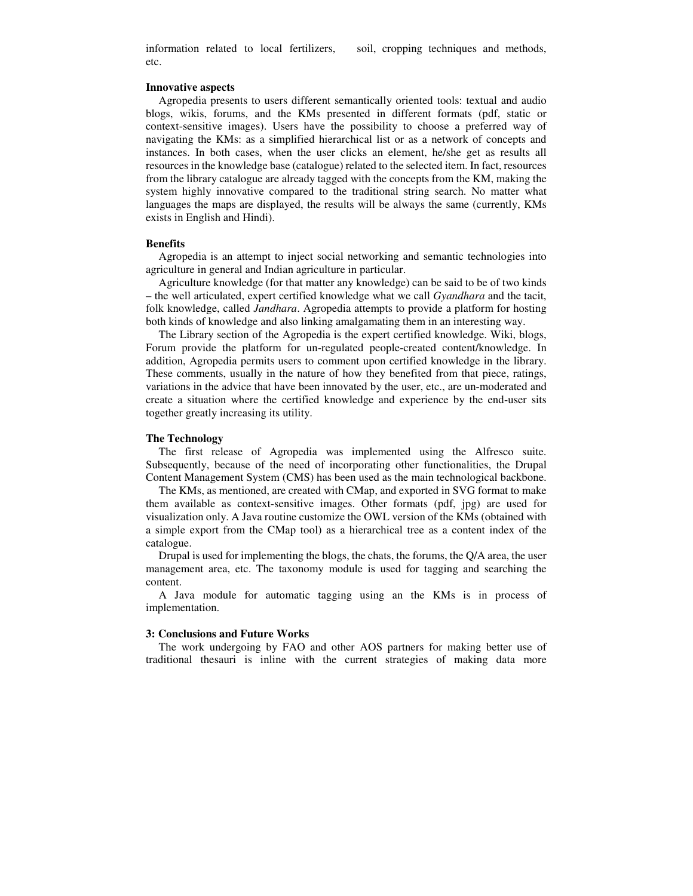information related to local fertilizers, soil, cropping techniques and methods, etc.

**Innovative aspects**

Agropedia presents to users different semantically oriented tools: textual and audio blogs, wikis, forums, and the KMs presented in different formats (pdf, static or context-sensitive images). Users have the possibility to choose a preferred way of navigating the KMs: as a simplified hierarchical list or as a network of concepts and instances. In both cases, when the user clicks an element, he/she get as results all resources in the knowledge base (catalogue) related to the selected item. In fact, resources from the library catalogue are already tagged with the concepts from the KM, making the system highly innovative compared to the traditional string search. No matter what languages the maps are displayed, the results will be always the same (currently, KMs exists in English and Hindi).

**Benefits**

Agropedia is an attempt to inject social networking and semantic technologies into agriculture in general and Indian agriculture in particular.

Agriculture knowledge (for that matter any knowledge) can be said to be of two kinds – the well articulated, expert certified knowledge what we call *Gyandhara* and the tacit, folk knowledge, called *Jandhara*. Agropedia attempts to provide a platform for hosting both kinds of knowledge and also linking amalgamating them in an interesting way.

The Library section of the Agropedia is the expert certified knowledge. Wiki, blogs, Forum provide the platform for un-regulated people-created content/knowledge. In addition, Agropedia permits users to comment upon certified knowledge in the library. These comments, usually in the nature of how they benefited from that piece, ratings, variations in the advice that have been innovated by the user, etc., are un-moderated and create a situation where the certified knowledge and experience by the end-user sits together greatly increasing its utility.

**The Technology**

The first release of Agropedia was implemented using the Alfresco suite. Subsequently, because of the need of incorporating other functionalities, the Drupal Content Management System (CMS) has been used as the main technological backbone.

The KMs, as mentioned, are created with CMap, and exported in SVG format to make them available as context-sensitive images. Other formats (pdf, jpg) are used for visualization only. A Java routine customize the OWL version of the KMs (obtained with a simple export from the CMap tool) as a hierarchical tree as a content index of the catalogue.

Drupal is used for implementing the blogs, the chats, the forums, the Q/A area, the user management area, etc. The taxonomy module is used for tagging and searching the content.

A Java module for automatic tagging using an the KMs is in process of implementation.

**3: Conclusions and Future Works**

The work undergoing by FAO and other AOS partners for making better use of traditional thesauri is inline with the current strategies of making data more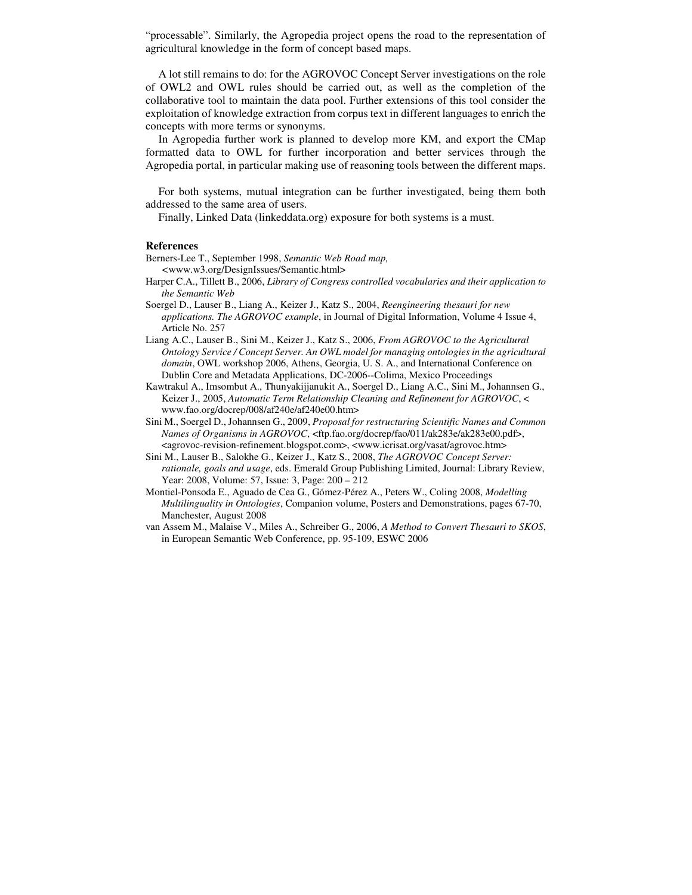"processable". Similarly, the Agropedia project opens the road to the representation of agricultural knowledge in the form of concept based maps.

A lot still remains to do: for the AGROVOC Concept Server investigations on the role of OWL2 and OWL rules should be carried out, as well as the completion of the collaborative tool to maintain the data pool. Further extensions of this tool consider the exploitation of knowledge extraction from corpus text in different languages to enrich the concepts with more terms or synonyms.

In Agropedia further work is planned to develop more KM, and export the CMap formatted data to OWL for further incorporation and better services through the Agropedia portal, in particular making use of reasoning tools between the different maps.

For both systems, mutual integration can be further investigated, being them both addressed to the same area of users.

Finally, Linked Data (linkeddata.org) exposure for both systems is a must.

## References

Berners-Lee T., September 1998, *Semantic Web Road map,* <www.w3.org/DesignIssues/Semantic.html>

Harper C.A., Tillett B., 2006, *Library of Congress controlled vocabularies and their application to the Semantic Web*

Soergel D., Lauser B., Liang A., Keizer J., Katz S., 2004, *Reengineering thesauri for new applications. The AGROVOC example*, in Journal of Digital Information, Volume 4 Issue 4, Article No. 257

Liang A.C., Lauser B., Sini M., Keizer J., Katz S., 2006, *From AGROVOC to the Agricultural Ontology Service / Concept Server. An OWL model for managing ontologies in the agricultural domain*, OWL workshop 2006, Athens, Georgia, U. S. A., and International Conference on Dublin Core and Metadata Applications, DC-2006--Colima, Mexico Proceedings

Kawtrakul A., Imsombut A., Thunyakijjanukit A., Soergel D., Liang A.C., Sini M., Johannsen G., Keizer J., 2005, *Automatic Term Relationship Cleaning and Refinement for AGROVOC*, < www.fao.org/docrep/008/af240e/af240e00.htm>

Sini M., Soergel D., Johannsen G., 2009, *Proposal for restructuring Scientific Names and Common Names of Organisms in AGROVOC*, <ftp.fao.org/docrep/fao/011/ak283e/ak283e00.pdf>, <agrovoc-revision-refinement.blogspot.com>, <www.icrisat.org/vasat/agrovoc.htm>

Sini M., Lauser B., Salokhe G., Keizer J., Katz S., 2008, *The AGROVOC Concept Server: rationale, goals and usage*, eds. Emerald Group Publishing Limited, Journal: Library Review, Year: 2008, Volume: 57, Issue: 3, Page: 200 – 212

Montiel-Ponsoda E., Aguado de Cea G., Gómez-Pérez A., Peters W., Coling 2008, *Modelling Multilinguality in Ontologies*, Companion volume, Posters and Demonstrations, pages 67-70, Manchester, August 2008

van Assem M., Malaise V., Miles A., Schreiber G., 2006, *A Method to Convert Thesauri to SKOS*, in European Semantic Web Conference, pp. 95-109, ESWC 2006